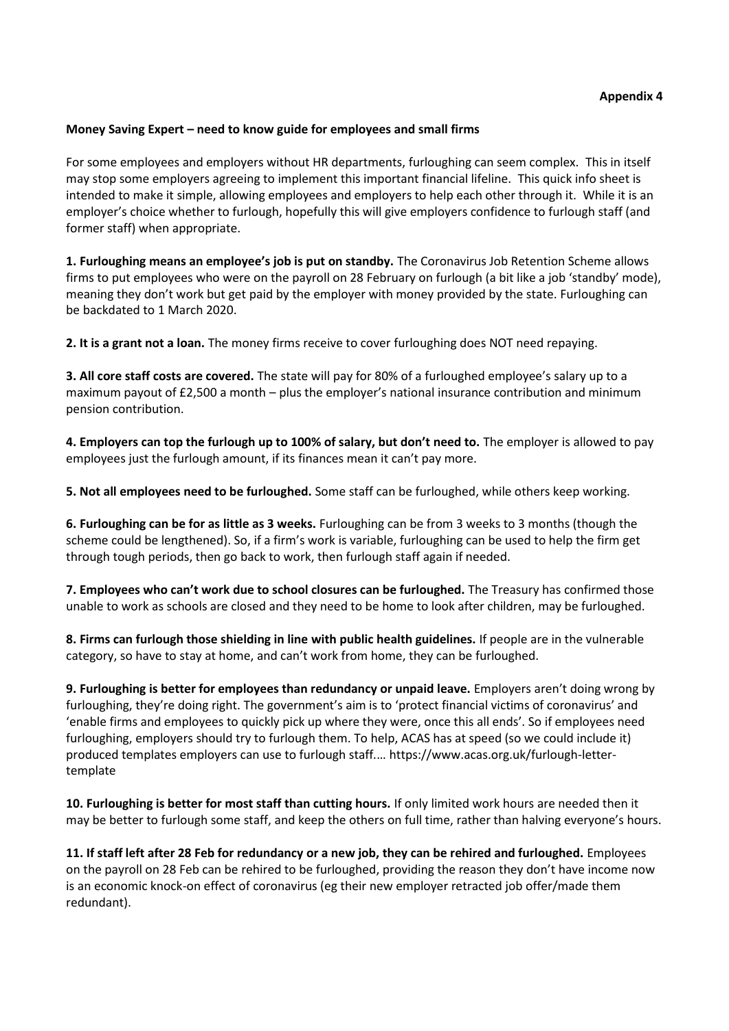**Appendix 4**

**Money Saving Expert – need to know guide for employees and small firms**

For some employees and employers without HR departments, furloughing can seem complex. This in itself may stop some employers agreeing to implement this important financial lifeline. This quick info sheet is intended to make it simple, allowing employees and employers to help each other through it. While it is an employer's choice whether to furlough, hopefully this will give employers confidence to furlough staff (and former staff) when appropriate.

**1. Furloughing means an employee's job is put on standby.** The Coronavirus Job Retention Scheme allows firms to put employees who were on the payroll on 28 February on furlough (a bit like a job 'standby' mode), meaning they don't work but get paid by the employer with money provided by the state. Furloughing can be backdated to 1 March 2020.

**2. It is a grant not a loan.** The money firms receive to cover furloughing does NOT need repaying.

**3. All core staff costs are covered.** The state will pay for 80% of a furloughed employee's salary up to a maximum payout of £2,500 a month – plus the employer's national insurance contribution and minimum pension contribution.

**4. Employers can top the furlough up to 100% of salary, but don't need to.** The employer is allowed to pay employees just the furlough amount, if its finances mean it can't pay more.

**5. Not all employees need to be furloughed.** Some staff can be furloughed, while others keep working.

**6. Furloughing can be for as little as 3 weeks.** Furloughing can be from 3 weeks to 3 months (though the scheme could be lengthened). So, if a firm's work is variable, furloughing can be used to help the firm get through tough periods, then go back to work, then furlough staff again if needed.

**7. Employees who can't work due to school closures can be furloughed.** The Treasury has confirmed those unable to work as schools are closed and they need to be home to look after children, may be furloughed.

**8. Firms can furlough those shielding in line with public health guidelines.** If people are in the vulnerable category, so have to stay at home, and can't work from home, they can be furloughed.

**9. Furloughing is better for employees than redundancy or unpaid leave.** Employers aren't doing wrong by furloughing, they're doing right. The government's aim is to 'protect financial victims of coronavirus' and 'enable firms and employees to quickly pick up where they were, once this all ends'. So if employees need furloughing, employers should try to furlough them. To help, ACAS has at speed (so we could include it) produced templates employers can use to furlough staff.… https://www.acas.org.uk/furlough-letter-template

**10. Furloughing is better for most staff than cutting hours.** If only limited work hours are needed then it may be better to furlough some staff, and keep the others on full time, rather than halving everyone's hours.

**11. If staff left after 28 Feb for redundancy or a new job, they can be rehired and furloughed.** Employees on the payroll on 28 Feb can be rehired to be furloughed, providing the reason they don't have income now is an economic knock-on effect of coronavirus (eg their new employer retracted job offer/made them redundant).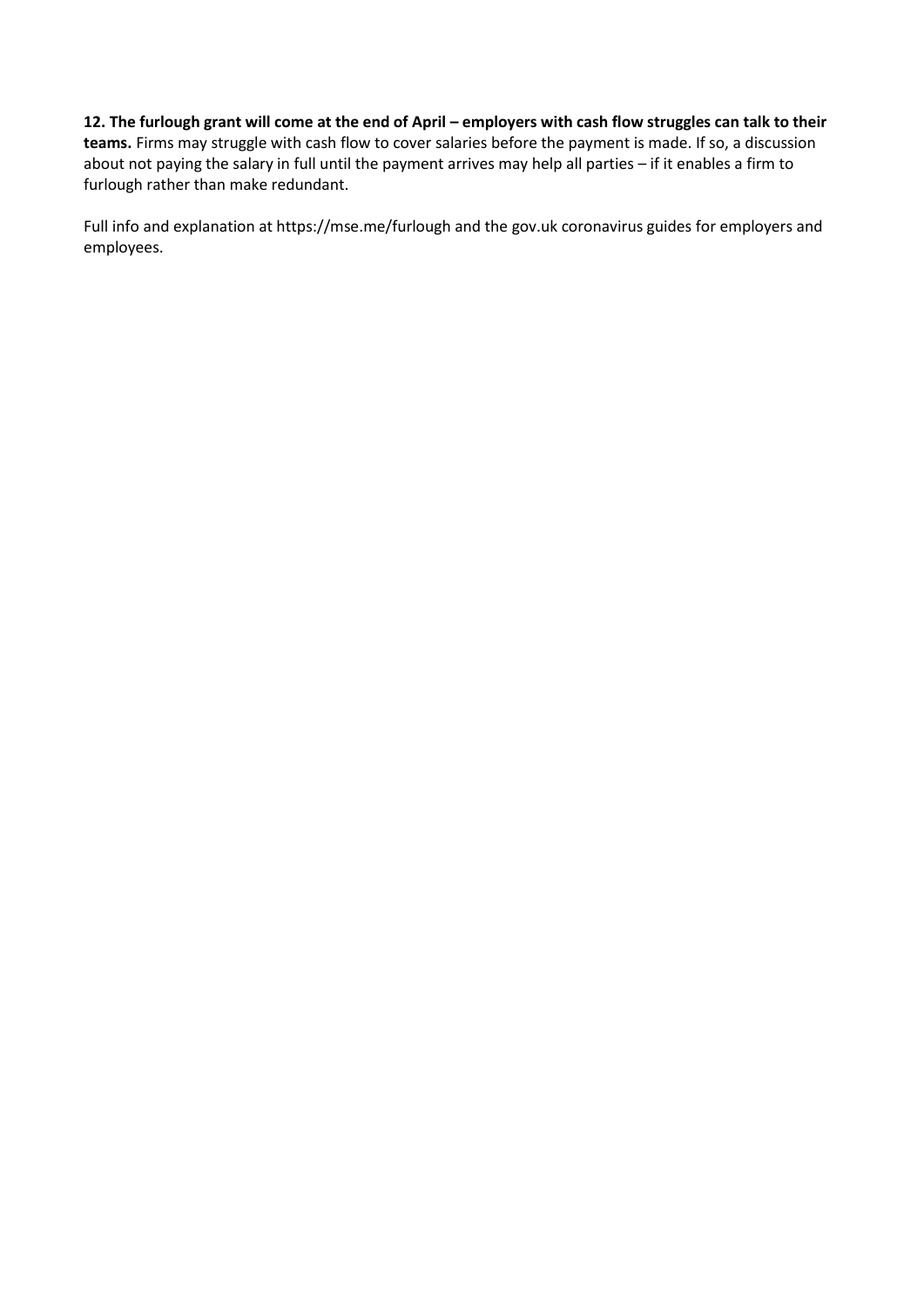**12. The furlough grant will come at the end of April – employers with cash flow struggles can talk to their teams.** Firms may struggle with cash flow to cover salaries before the payment is made. If so, a discussion about not paying the salary in full until the payment arrives may help all parties – if it enables a firm to furlough rather than make redundant.

Full info and explanation at https://mse.me/furlough and the gov.uk coronavirus guides for employers and employees.